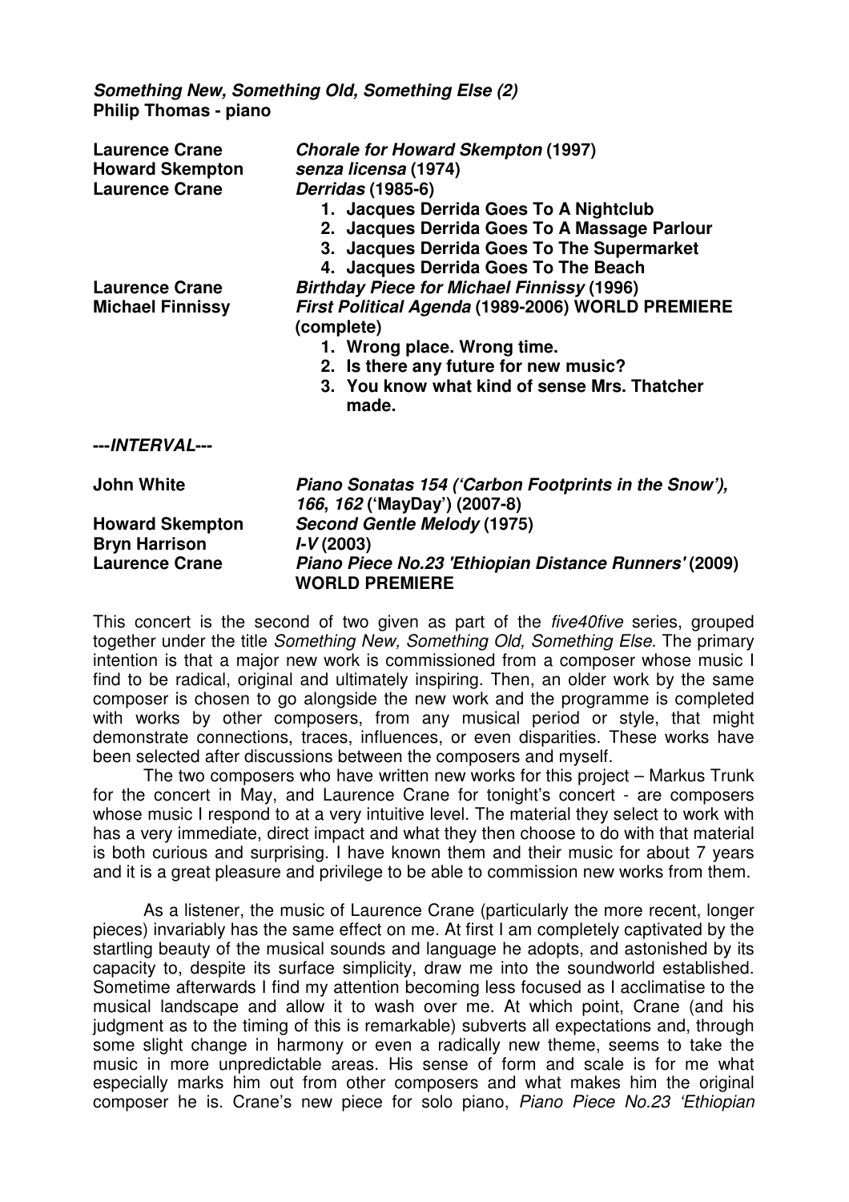***Something New, Something Old, Something Else (2)***
**Philip Thomas - piano**

| | |
|---|---|
| **Laurence Crane** | ***Chorale for Howard Skempton* (1997)** |
| **Howard Skempton** | ***senza licensa* (1974)** |
| **Laurence Crane** | ***Derridas* (1985-6)** |
| | **1. Jacques Derrida Goes To A Nightclub** |
| | **2. Jacques Derrida Goes To A Massage Parlour** |
| | **3. Jacques Derrida Goes To The Supermarket** |
| | **4. Jacques Derrida Goes To The Beach** |
| **Laurence Crane** | ***Birthday Piece for Michael Finnissy* (1996)** |
| **Michael Finnissy** | ***First Political Agenda* (1989-2006) WORLD PREMIERE (complete)** |
| | **1. Wrong place. Wrong time.** |
| | **2. Is there any future for new music?** |
| | **3. You know what kind of sense Mrs. Thatcher made.** |

**---*INTERVAL*---**

| | |
|---|---|
| **John White** | ***Piano Sonatas 154 ('Carbon Footprints in the Snow'), 166*, *162* ('MayDay') (2007-8)** |
| **Howard Skempton** | ***Second Gentle Melody* (1975)** |
| **Bryn Harrison** | ***I-V* (2003)** |
| **Laurence Crane** | ***Piano Piece No.23 'Ethiopian Distance Runners'* (2009) WORLD PREMIERE** |

This concert is the second of two given as part of the *five40five* series, grouped together under the title *Something New, Something Old, Something Else*. The primary intention is that a major new work is commissioned from a composer whose music I find to be radical, original and ultimately inspiring. Then, an older work by the same composer is chosen to go alongside the new work and the programme is completed with works by other composers, from any musical period or style, that might demonstrate connections, traces, influences, or even disparities. These works have been selected after discussions between the composers and myself.

The two composers who have written new works for this project – Markus Trunk for the concert in May, and Laurence Crane for tonight's concert - are composers whose music I respond to at a very intuitive level. The material they select to work with has a very immediate, direct impact and what they then choose to do with that material is both curious and surprising. I have known them and their music for about 7 years and it is a great pleasure and privilege to be able to commission new works from them.

As a listener, the music of Laurence Crane (particularly the more recent, longer pieces) invariably has the same effect on me. At first I am completely captivated by the startling beauty of the musical sounds and language he adopts, and astonished by its capacity to, despite its surface simplicity, draw me into the soundworld established. Sometime afterwards I find my attention becoming less focused as I acclimatise to the musical landscape and allow it to wash over me. At which point, Crane (and his judgment as to the timing of this is remarkable) subverts all expectations and, through some slight change in harmony or even a radically new theme, seems to take the music in more unpredictable areas. His sense of form and scale is for me what especially marks him out from other composers and what makes him the original composer he is. Crane's new piece for solo piano, *Piano Piece No.23 'Ethiopian*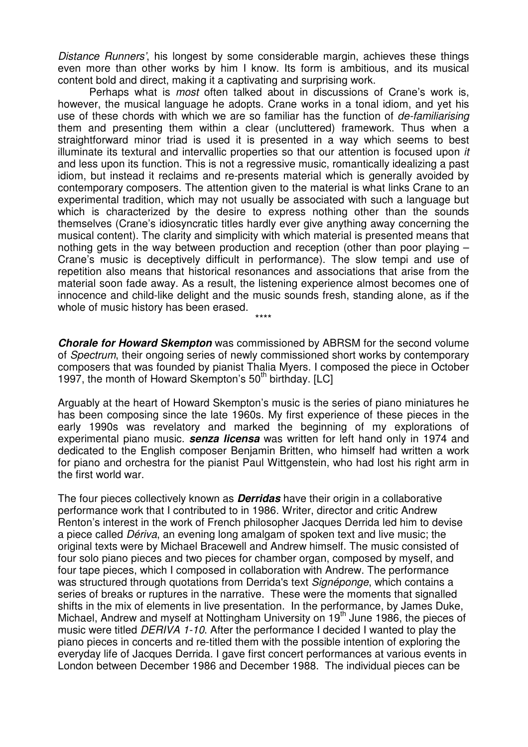*Distance Runners'*, his longest by some considerable margin, achieves these things even more than other works by him I know. Its form is ambitious, and its musical content bold and direct, making it a captivating and surprising work.

Perhaps what is *most* often talked about in discussions of Crane's work is, however, the musical language he adopts. Crane works in a tonal idiom, and yet his use of these chords with which we are so familiar has the function of *de-familiarising* them and presenting them within a clear (uncluttered) framework. Thus when a straightforward minor triad is used it is presented in a way which seems to best illuminate its textural and intervallic properties so that our attention is focused upon *it* and less upon its function. This is not a regressive music, romantically idealizing a past idiom, but instead it reclaims and re-presents material which is generally avoided by contemporary composers. The attention given to the material is what links Crane to an experimental tradition, which may not usually be associated with such a language but which is characterized by the desire to express nothing other than the sounds themselves (Crane's idiosyncratic titles hardly ever give anything away concerning the musical content). The clarity and simplicity with which material is presented means that nothing gets in the way between production and reception (other than poor playing – Crane's music is deceptively difficult in performance). The slow tempi and use of repetition also means that historical resonances and associations that arise from the material soon fade away. As a result, the listening experience almost becomes one of innocence and child-like delight and the music sounds fresh, standing alone, as if the whole of music history has been erased.

\*\*\*\*

***Chorale for Howard Skempton*** was commissioned by ABRSM for the second volume of *Spectrum*, their ongoing series of newly commissioned short works by contemporary composers that was founded by pianist Thalia Myers. I composed the piece in October 1997, the month of Howard Skempton's 50th birthday. [LC]

Arguably at the heart of Howard Skempton's music is the series of piano miniatures he has been composing since the late 1960s. My first experience of these pieces in the early 1990s was revelatory and marked the beginning of my explorations of experimental piano music. ***senza licensa*** was written for left hand only in 1974 and dedicated to the English composer Benjamin Britten, who himself had written a work for piano and orchestra for the pianist Paul Wittgenstein, who had lost his right arm in the first world war.

The four pieces collectively known as ***Derridas*** have their origin in a collaborative performance work that I contributed to in 1986. Writer, director and critic Andrew Renton's interest in the work of French philosopher Jacques Derrida led him to devise a piece called *Dériva*, an evening long amalgam of spoken text and live music; the original texts were by Michael Bracewell and Andrew himself. The music consisted of four solo piano pieces and two pieces for chamber organ, composed by myself, and four tape pieces, which I composed in collaboration with Andrew. The performance was structured through quotations from Derrida's text *Signéponge*, which contains a series of breaks or ruptures in the narrative. These were the moments that signalled shifts in the mix of elements in live presentation. In the performance, by James Duke, Michael, Andrew and myself at Nottingham University on 19th June 1986, the pieces of music were titled *DERIVA 1-10*. After the performance I decided I wanted to play the piano pieces in concerts and re-titled them with the possible intention of exploring the everyday life of Jacques Derrida. I gave first concert performances at various events in London between December 1986 and December 1988. The individual pieces can be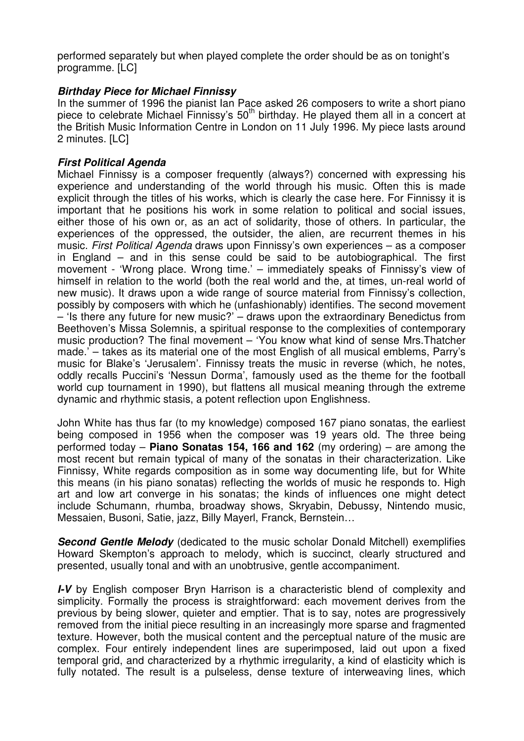performed separately but when played complete the order should be as on tonight's programme. [LC]

***Birthday Piece for Michael Finnissy***

In the summer of 1996 the pianist Ian Pace asked 26 composers to write a short piano piece to celebrate Michael Finnissy's 50th birthday. He played them all in a concert at the British Music Information Centre in London on 11 July 1996. My piece lasts around 2 minutes. [LC]

***First Political Agenda***

Michael Finnissy is a composer frequently (always?) concerned with expressing his experience and understanding of the world through his music. Often this is made explicit through the titles of his works, which is clearly the case here. For Finnissy it is important that he positions his work in some relation to political and social issues, either those of his own or, as an act of solidarity, those of others. In particular, the experiences of the oppressed, the outsider, the alien, are recurrent themes in his music. *First Political Agenda* draws upon Finnissy's own experiences – as a composer in England – and in this sense could be said to be autobiographical. The first movement - 'Wrong place. Wrong time.' – immediately speaks of Finnissy's view of himself in relation to the world (both the real world and the, at times, un-real world of new music). It draws upon a wide range of source material from Finnissy's collection, possibly by composers with which he (unfashionably) identifies. The second movement – 'Is there any future for new music?' – draws upon the extraordinary Benedictus from Beethoven's Missa Solemnis, a spiritual response to the complexities of contemporary music production? The final movement – 'You know what kind of sense Mrs.Thatcher made.' – takes as its material one of the most English of all musical emblems, Parry's music for Blake's 'Jerusalem'. Finnissy treats the music in reverse (which, he notes, oddly recalls Puccini's 'Nessun Dorma', famously used as the theme for the football world cup tournament in 1990), but flattens all musical meaning through the extreme dynamic and rhythmic stasis, a potent reflection upon Englishness.

John White has thus far (to my knowledge) composed 167 piano sonatas, the earliest being composed in 1956 when the composer was 19 years old. The three being performed today – **Piano Sonatas 154, 166 and 162** (my ordering) – are among the most recent but remain typical of many of the sonatas in their characterization. Like Finnissy, White regards composition as in some way documenting life, but for White this means (in his piano sonatas) reflecting the worlds of music he responds to. High art and low art converge in his sonatas; the kinds of influences one might detect include Schumann, rhumba, broadway shows, Skryabin, Debussy, Nintendo music, Messaien, Busoni, Satie, jazz, Billy Mayerl, Franck, Bernstein…

***Second Gentle Melody*** (dedicated to the music scholar Donald Mitchell) exemplifies Howard Skempton's approach to melody, which is succinct, clearly structured and presented, usually tonal and with an unobtrusive, gentle accompaniment.

***I-V*** by English composer Bryn Harrison is a characteristic blend of complexity and simplicity. Formally the process is straightforward: each movement derives from the previous by being slower, quieter and emptier. That is to say, notes are progressively removed from the initial piece resulting in an increasingly more sparse and fragmented texture. However, both the musical content and the perceptual nature of the music are complex. Four entirely independent lines are superimposed, laid out upon a fixed temporal grid, and characterized by a rhythmic irregularity, a kind of elasticity which is fully notated. The result is a pulseless, dense texture of interweaving lines, which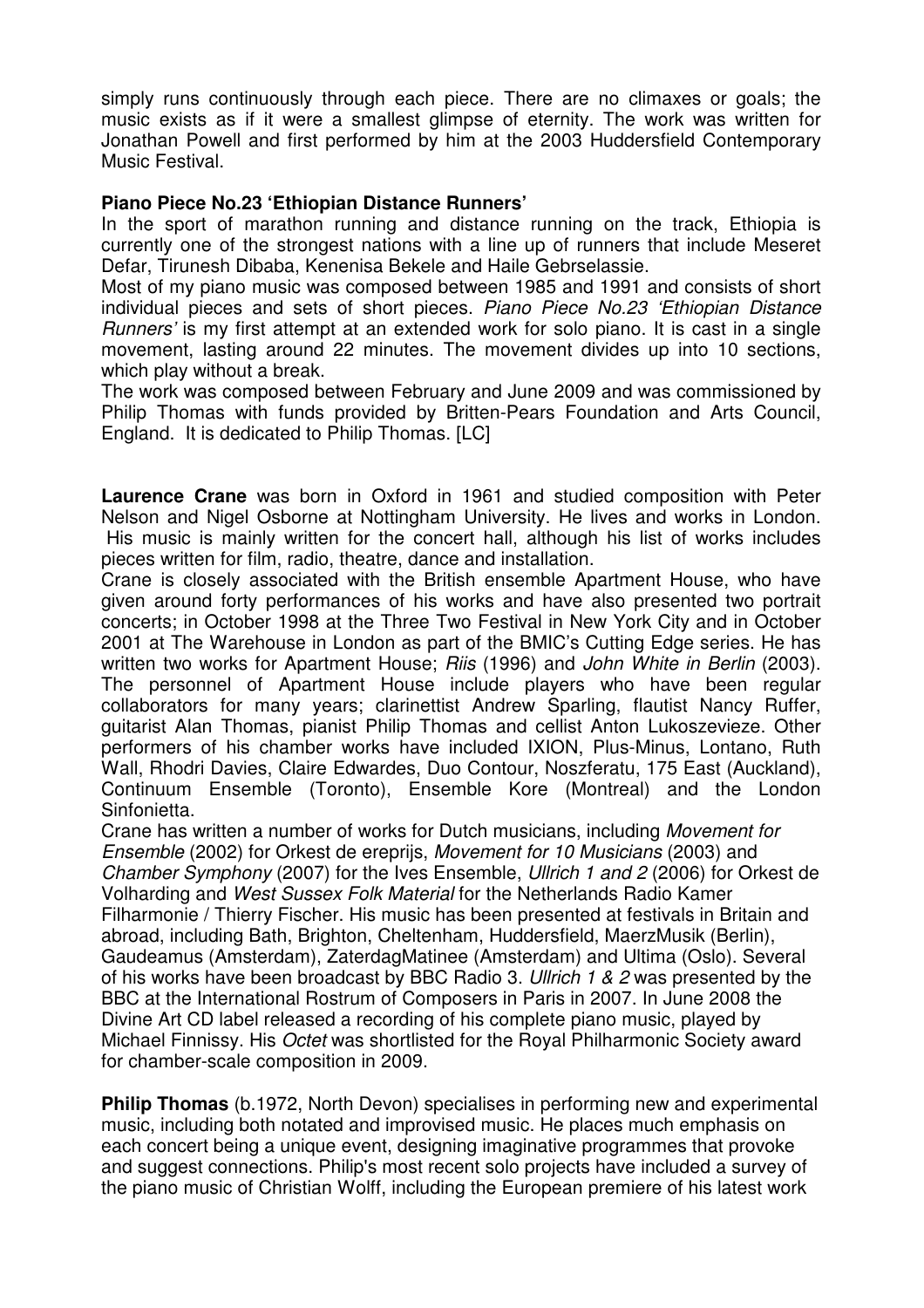simply runs continuously through each piece. There are no climaxes or goals; the music exists as if it were a smallest glimpse of eternity. The work was written for Jonathan Powell and first performed by him at the 2003 Huddersfield Contemporary Music Festival.

**Piano Piece No.23 'Ethiopian Distance Runners'**

In the sport of marathon running and distance running on the track, Ethiopia is currently one of the strongest nations with a line up of runners that include Meseret Defar, Tirunesh Dibaba, Kenenisa Bekele and Haile Gebrselassie.

Most of my piano music was composed between 1985 and 1991 and consists of short individual pieces and sets of short pieces. *Piano Piece No.23 'Ethiopian Distance Runners'* is my first attempt at an extended work for solo piano. It is cast in a single movement, lasting around 22 minutes. The movement divides up into 10 sections, which play without a break.

The work was composed between February and June 2009 and was commissioned by Philip Thomas with funds provided by Britten-Pears Foundation and Arts Council, England. It is dedicated to Philip Thomas. [LC]

**Laurence Crane** was born in Oxford in 1961 and studied composition with Peter Nelson and Nigel Osborne at Nottingham University. He lives and works in London. His music is mainly written for the concert hall, although his list of works includes pieces written for film, radio, theatre, dance and installation.

Crane is closely associated with the British ensemble Apartment House, who have given around forty performances of his works and have also presented two portrait concerts; in October 1998 at the Three Two Festival in New York City and in October 2001 at The Warehouse in London as part of the BMIC's Cutting Edge series. He has written two works for Apartment House; *Riis* (1996) and *John White in Berlin* (2003). The personnel of Apartment House include players who have been regular collaborators for many years; clarinettist Andrew Sparling, flautist Nancy Ruffer, guitarist Alan Thomas, pianist Philip Thomas and cellist Anton Lukoszevieze. Other performers of his chamber works have included IXION, Plus-Minus, Lontano, Ruth Wall, Rhodri Davies, Claire Edwardes, Duo Contour, Noszferatu, 175 East (Auckland), Continuum Ensemble (Toronto), Ensemble Kore (Montreal) and the London Sinfonietta.

Crane has written a number of works for Dutch musicians, including *Movement for Ensemble* (2002) for Orkest de ereprijs, *Movement for 10 Musicians* (2003) and *Chamber Symphony* (2007) for the Ives Ensemble, *Ullrich 1 and 2* (2006) for Orkest de Volharding and *West Sussex Folk Material* for the Netherlands Radio Kamer Filharmonie / Thierry Fischer. His music has been presented at festivals in Britain and abroad, including Bath, Brighton, Cheltenham, Huddersfield, MaerzMusik (Berlin), Gaudeamus (Amsterdam), ZaterdagMatinee (Amsterdam) and Ultima (Oslo). Several of his works have been broadcast by BBC Radio 3. *Ullrich 1 & 2* was presented by the BBC at the International Rostrum of Composers in Paris in 2007. In June 2008 the Divine Art CD label released a recording of his complete piano music, played by Michael Finnissy. His *Octet* was shortlisted for the Royal Philharmonic Society award for chamber-scale composition in 2009.

**Philip Thomas** (b.1972, North Devon) specialises in performing new and experimental music, including both notated and improvised music. He places much emphasis on each concert being a unique event, designing imaginative programmes that provoke and suggest connections. Philip's most recent solo projects have included a survey of the piano music of Christian Wolff, including the European premiere of his latest work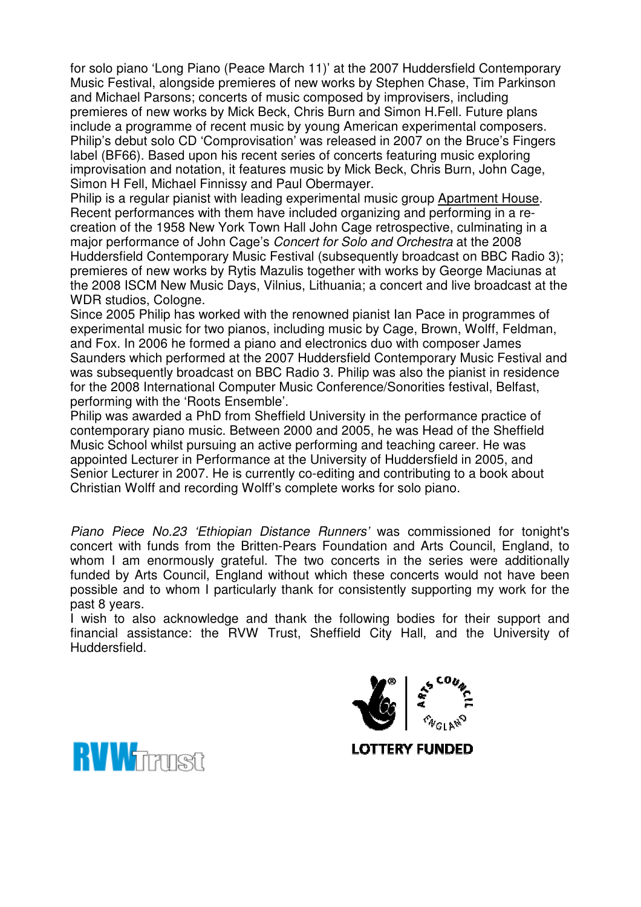for solo piano 'Long Piano (Peace March 11)' at the 2007 Huddersfield Contemporary Music Festival, alongside premieres of new works by Stephen Chase, Tim Parkinson and Michael Parsons; concerts of music composed by improvisers, including premieres of new works by Mick Beck, Chris Burn and Simon H.Fell. Future plans include a programme of recent music by young American experimental composers. Philip's debut solo CD 'Comprovisation' was released in 2007 on the Bruce's Fingers label (BF66). Based upon his recent series of concerts featuring music exploring improvisation and notation, it features music by Mick Beck, Chris Burn, John Cage, Simon H Fell, Michael Finnissy and Paul Obermayer.

Philip is a regular pianist with leading experimental music group Apartment House. Recent performances with them have included organizing and performing in a re-creation of the 1958 New York Town Hall John Cage retrospective, culminating in a major performance of John Cage's *Concert for Solo and Orchestra* at the 2008 Huddersfield Contemporary Music Festival (subsequently broadcast on BBC Radio 3); premieres of new works by Rytis Mazulis together with works by George Maciunas at the 2008 ISCM New Music Days, Vilnius, Lithuania; a concert and live broadcast at the WDR studios, Cologne.

Since 2005 Philip has worked with the renowned pianist Ian Pace in programmes of experimental music for two pianos, including music by Cage, Brown, Wolff, Feldman, and Fox. In 2006 he formed a piano and electronics duo with composer James Saunders which performed at the 2007 Huddersfield Contemporary Music Festival and was subsequently broadcast on BBC Radio 3. Philip was also the pianist in residence for the 2008 International Computer Music Conference/Sonorities festival, Belfast, performing with the 'Roots Ensemble'.

Philip was awarded a PhD from Sheffield University in the performance practice of contemporary piano music. Between 2000 and 2005, he was Head of the Sheffield Music School whilst pursuing an active performing and teaching career. He was appointed Lecturer in Performance at the University of Huddersfield in 2005, and Senior Lecturer in 2007. He is currently co-editing and contributing to a book about Christian Wolff and recording Wolff's complete works for solo piano.

*Piano Piece No.23 'Ethiopian Distance Runners'* was commissioned for tonight's concert with funds from the Britten-Pears Foundation and Arts Council, England, to whom I am enormously grateful. The two concerts in the series were additionally funded by Arts Council, England without which these concerts would not have been possible and to whom I particularly thank for consistently supporting my work for the past 8 years.

I wish to also acknowledge and thank the following bodies for their support and financial assistance: the RVW Trust, Sheffield City Hall, and the University of Huddersfield.

RVW Trust

ARTS COUNCIL ENGLAND

LOTTERY FUNDED